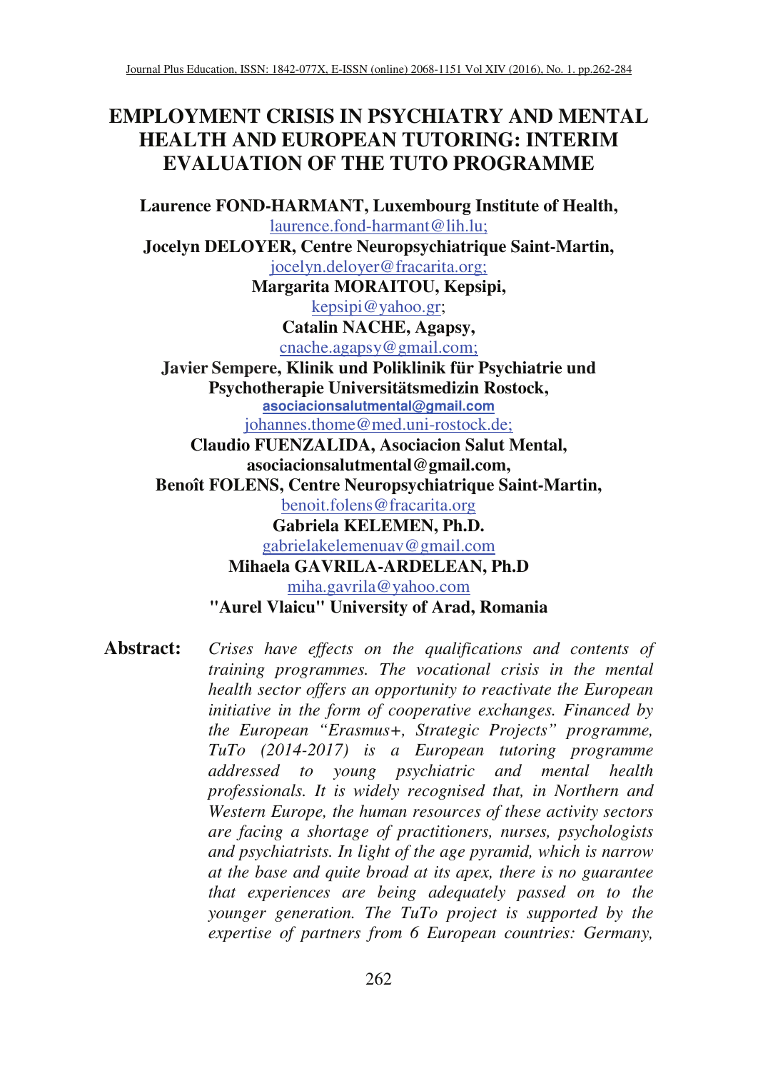# EMPLOYMENT CRISIS IN PSYCHIATRY AND MENTAL HEALTH AND EUROPEAN TUTORING: INTERIM EVALUATION OF THE TUTO PROGRAMME

**Laurence FOND-HARMANT, Luxembourg Institute of Health,**
laurence.fond-harmant@lih.lu;
**Jocelyn DELOYER, Centre Neuropsychiatrique Saint-Martin,**
jocelyn.deloyer@fracarita.org;
**Margarita MORAITOU, Kepsipi,**
kepsipi@yahoo.gr;
**Catalin NACHE, Agapsy,**
cnache.agapsy@gmail.com;
**Javier Sempere, Klinik und Poliklinik für Psychiatrie und Psychotherapie Universitätsmedizin Rostock,**
**asociacionsalutmental@gmail.com**
johannes.thome@med.uni-rostock.de;
**Claudio FUENZALIDA, Asociacion Salut Mental,**
**asociacionsalutmental@gmail.com,**
**Benoît FOLENS, Centre Neuropsychiatrique Saint-Martin,**
benoit.folens@fracarita.org
**Gabriela KELEMEN, Ph.D.**
gabrielakelemenuav@gmail.com
**Mihaela GAVRILA-ARDELEAN, Ph.D**
miha.gavrila@yahoo.com
**"Aurel Vlaicu" University of Arad, Romania**

**Abstract:** *Crises have effects on the qualifications and contents of training programmes. The vocational crisis in the mental health sector offers an opportunity to reactivate the European initiative in the form of cooperative exchanges. Financed by the European "Erasmus+, Strategic Projects" programme, TuTo (2014-2017) is a European tutoring programme addressed to young psychiatric and mental health professionals. It is widely recognised that, in Northern and Western Europe, the human resources of these activity sectors are facing a shortage of practitioners, nurses, psychologists and psychiatrists. In light of the age pyramid, which is narrow at the base and quite broad at its apex, there is no guarantee that experiences are being adequately passed on to the younger generation. The TuTo project is supported by the expertise of partners from 6 European countries: Germany,*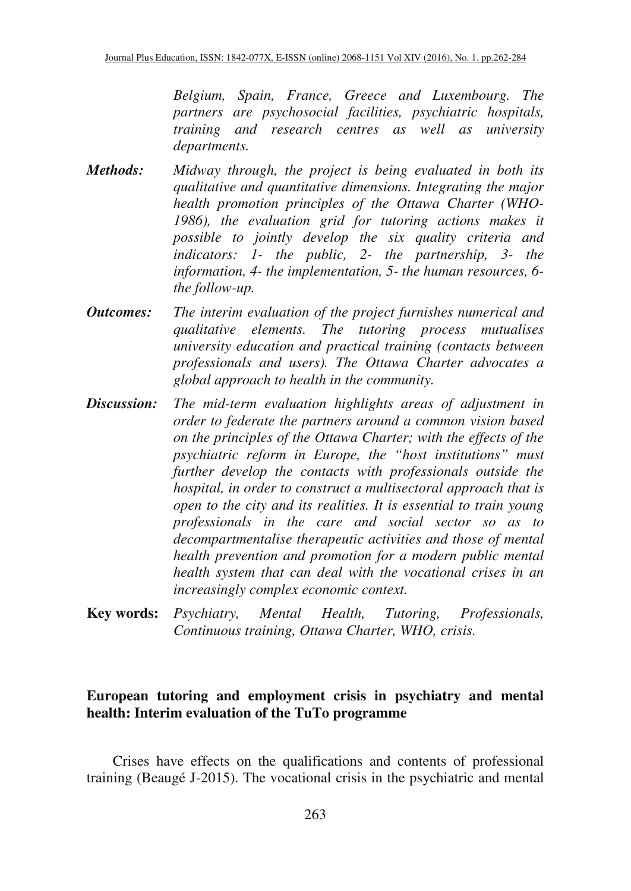*Belgium, Spain, France, Greece and Luxembourg. The partners are psychosocial facilities, psychiatric hospitals, training and research centres as well as university departments.*

***Methods:*** *Midway through, the project is being evaluated in both its qualitative and quantitative dimensions. Integrating the major health promotion principles of the Ottawa Charter (WHO-1986), the evaluation grid for tutoring actions makes it possible to jointly develop the six quality criteria and indicators: 1- the public, 2- the partnership, 3- the information, 4- the implementation, 5- the human resources, 6- the follow-up.*

***Outcomes:*** *The interim evaluation of the project furnishes numerical and qualitative elements. The tutoring process mutualises university education and practical training (contacts between professionals and users). The Ottawa Charter advocates a global approach to health in the community.*

***Discussion:*** *The mid-term evaluation highlights areas of adjustment in order to federate the partners around a common vision based on the principles of the Ottawa Charter; with the effects of the psychiatric reform in Europe, the "host institutions" must further develop the contacts with professionals outside the hospital, in order to construct a multisectoral approach that is open to the city and its realities. It is essential to train young professionals in the care and social sector so as to decompartmentalise therapeutic activities and those of mental health prevention and promotion for a modern public mental health system that can deal with the vocational crises in an increasingly complex economic context.*

**Key words:** *Psychiatry, Mental Health, Tutoring, Professionals, Continuous training, Ottawa Charter, WHO, crisis.*

## European tutoring and employment crisis in psychiatry and mental health: Interim evaluation of the TuTo programme

Crises have effects on the qualifications and contents of professional training (Beaugé J-2015). The vocational crisis in the psychiatric and mental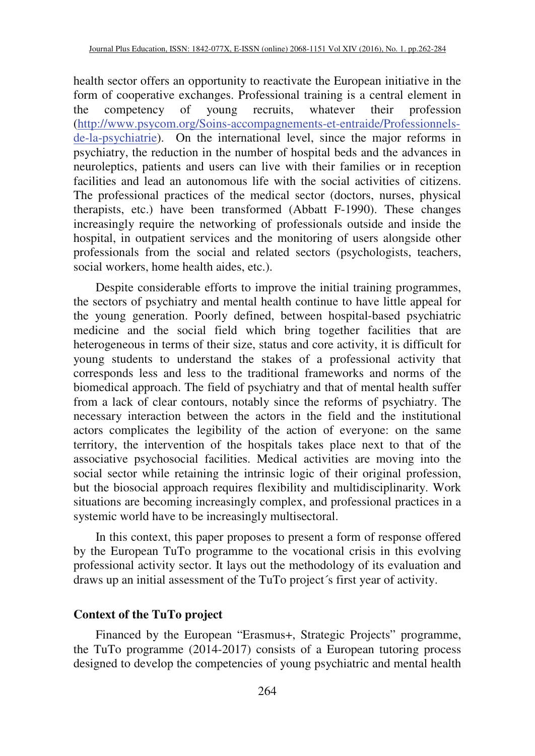health sector offers an opportunity to reactivate the European initiative in the form of cooperative exchanges. Professional training is a central element in the competency of young recruits, whatever their profession (http://www.psycom.org/Soins-accompagnements-et-entraide/Professionnels-de-la-psychiatrie). On the international level, since the major reforms in psychiatry, the reduction in the number of hospital beds and the advances in neuroleptics, patients and users can live with their families or in reception facilities and lead an autonomous life with the social activities of citizens. The professional practices of the medical sector (doctors, nurses, physical therapists, etc.) have been transformed (Abbatt F-1990). These changes increasingly require the networking of professionals outside and inside the hospital, in outpatient services and the monitoring of users alongside other professionals from the social and related sectors (psychologists, teachers, social workers, home health aides, etc.).

Despite considerable efforts to improve the initial training programmes, the sectors of psychiatry and mental health continue to have little appeal for the young generation. Poorly defined, between hospital-based psychiatric medicine and the social field which bring together facilities that are heterogeneous in terms of their size, status and core activity, it is difficult for young students to understand the stakes of a professional activity that corresponds less and less to the traditional frameworks and norms of the biomedical approach. The field of psychiatry and that of mental health suffer from a lack of clear contours, notably since the reforms of psychiatry. The necessary interaction between the actors in the field and the institutional actors complicates the legibility of the action of everyone: on the same territory, the intervention of the hospitals takes place next to that of the associative psychosocial facilities. Medical activities are moving into the social sector while retaining the intrinsic logic of their original profession, but the biosocial approach requires flexibility and multidisciplinarity. Work situations are becoming increasingly complex, and professional practices in a systemic world have to be increasingly multisectoral.

In this context, this paper proposes to present a form of response offered by the European TuTo programme to the vocational crisis in this evolving professional activity sector. It lays out the methodology of its evaluation and draws up an initial assessment of the TuTo project´s first year of activity.

## Context of the TuTo project

Financed by the European "Erasmus+, Strategic Projects" programme, the TuTo programme (2014-2017) consists of a European tutoring process designed to develop the competencies of young psychiatric and mental health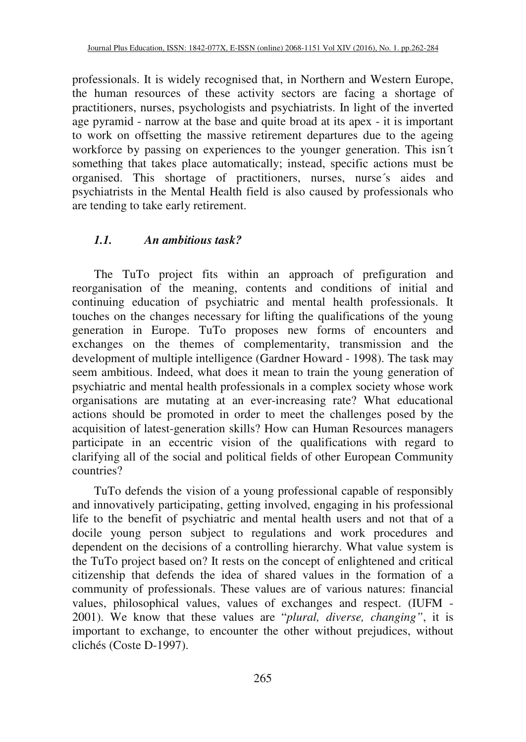professionals. It is widely recognised that, in Northern and Western Europe, the human resources of these activity sectors are facing a shortage of practitioners, nurses, psychologists and psychiatrists. In light of the inverted age pyramid - narrow at the base and quite broad at its apex - it is important to work on offsetting the massive retirement departures due to the ageing workforce by passing on experiences to the younger generation. This isn´t something that takes place automatically; instead, specific actions must be organised. This shortage of practitioners, nurses, nurse´s aides and psychiatrists in the Mental Health field is also caused by professionals who are tending to take early retirement.

### *1.1. An ambitious task?*

The TuTo project fits within an approach of prefiguration and reorganisation of the meaning, contents and conditions of initial and continuing education of psychiatric and mental health professionals. It touches on the changes necessary for lifting the qualifications of the young generation in Europe. TuTo proposes new forms of encounters and exchanges on the themes of complementarity, transmission and the development of multiple intelligence (Gardner Howard - 1998). The task may seem ambitious. Indeed, what does it mean to train the young generation of psychiatric and mental health professionals in a complex society whose work organisations are mutating at an ever-increasing rate? What educational actions should be promoted in order to meet the challenges posed by the acquisition of latest-generation skills? How can Human Resources managers participate in an eccentric vision of the qualifications with regard to clarifying all of the social and political fields of other European Community countries?

TuTo defends the vision of a young professional capable of responsibly and innovatively participating, getting involved, engaging in his professional life to the benefit of psychiatric and mental health users and not that of a docile young person subject to regulations and work procedures and dependent on the decisions of a controlling hierarchy. What value system is the TuTo project based on? It rests on the concept of enlightened and critical citizenship that defends the idea of shared values in the formation of a community of professionals. These values are of various natures: financial values, philosophical values, values of exchanges and respect. (IUFM - 2001). We know that these values are "*plural, diverse, changing"*, it is important to exchange, to encounter the other without prejudices, without clichés (Coste D-1997).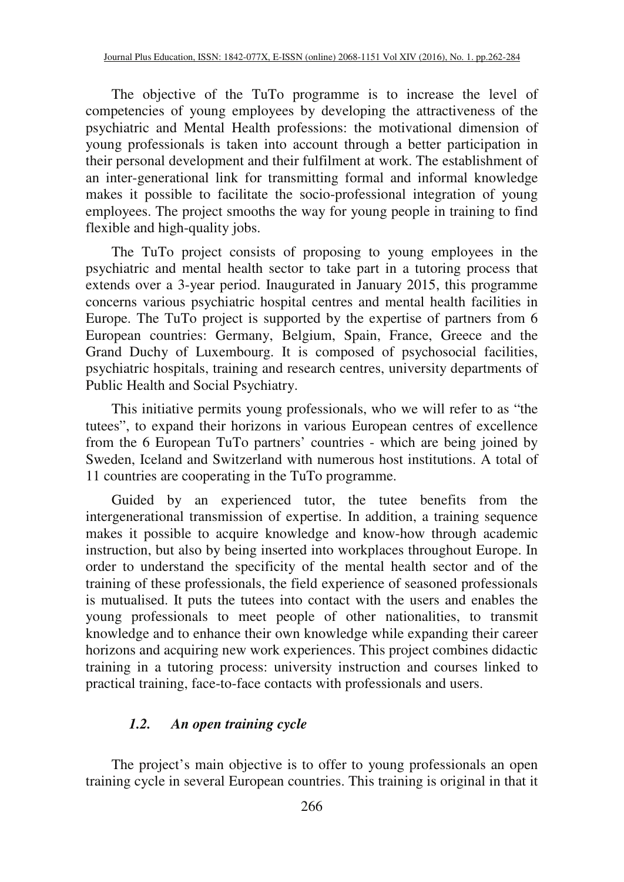The objective of the TuTo programme is to increase the level of competencies of young employees by developing the attractiveness of the psychiatric and Mental Health professions: the motivational dimension of young professionals is taken into account through a better participation in their personal development and their fulfilment at work. The establishment of an inter-generational link for transmitting formal and informal knowledge makes it possible to facilitate the socio-professional integration of young employees. The project smooths the way for young people in training to find flexible and high-quality jobs.

The TuTo project consists of proposing to young employees in the psychiatric and mental health sector to take part in a tutoring process that extends over a 3-year period. Inaugurated in January 2015, this programme concerns various psychiatric hospital centres and mental health facilities in Europe. The TuTo project is supported by the expertise of partners from 6 European countries: Germany, Belgium, Spain, France, Greece and the Grand Duchy of Luxembourg. It is composed of psychosocial facilities, psychiatric hospitals, training and research centres, university departments of Public Health and Social Psychiatry.

This initiative permits young professionals, who we will refer to as "the tutees", to expand their horizons in various European centres of excellence from the 6 European TuTo partners' countries - which are being joined by Sweden, Iceland and Switzerland with numerous host institutions. A total of 11 countries are cooperating in the TuTo programme.

Guided by an experienced tutor, the tutee benefits from the intergenerational transmission of expertise. In addition, a training sequence makes it possible to acquire knowledge and know-how through academic instruction, but also by being inserted into workplaces throughout Europe. In order to understand the specificity of the mental health sector and of the training of these professionals, the field experience of seasoned professionals is mutualised. It puts the tutees into contact with the users and enables the young professionals to meet people of other nationalities, to transmit knowledge and to enhance their own knowledge while expanding their career horizons and acquiring new work experiences. This project combines didactic training in a tutoring process: university instruction and courses linked to practical training, face-to-face contacts with professionals and users.

### *1.2. An open training cycle*

The project's main objective is to offer to young professionals an open training cycle in several European countries. This training is original in that it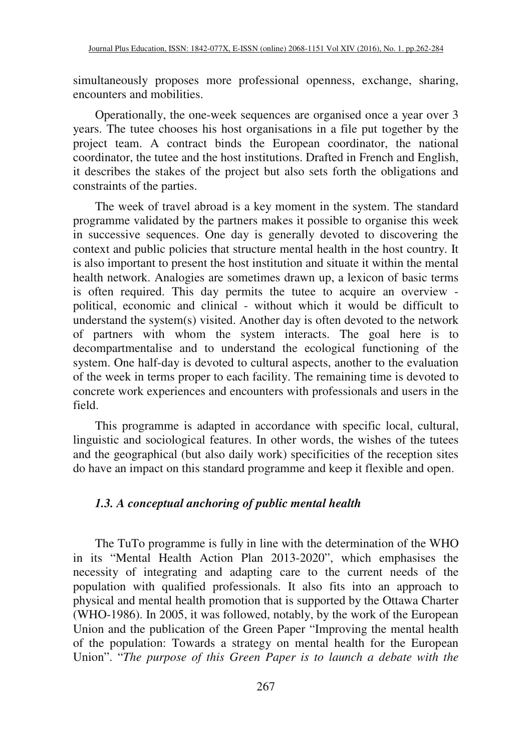simultaneously proposes more professional openness, exchange, sharing, encounters and mobilities.

Operationally, the one-week sequences are organised once a year over 3 years. The tutee chooses his host organisations in a file put together by the project team. A contract binds the European coordinator, the national coordinator, the tutee and the host institutions. Drafted in French and English, it describes the stakes of the project but also sets forth the obligations and constraints of the parties.

The week of travel abroad is a key moment in the system. The standard programme validated by the partners makes it possible to organise this week in successive sequences. One day is generally devoted to discovering the context and public policies that structure mental health in the host country. It is also important to present the host institution and situate it within the mental health network. Analogies are sometimes drawn up, a lexicon of basic terms is often required. This day permits the tutee to acquire an overview - political, economic and clinical - without which it would be difficult to understand the system(s) visited. Another day is often devoted to the network of partners with whom the system interacts. The goal here is to decompartmentalise and to understand the ecological functioning of the system. One half-day is devoted to cultural aspects, another to the evaluation of the week in terms proper to each facility. The remaining time is devoted to concrete work experiences and encounters with professionals and users in the field.

This programme is adapted in accordance with specific local, cultural, linguistic and sociological features. In other words, the wishes of the tutees and the geographical (but also daily work) specificities of the reception sites do have an impact on this standard programme and keep it flexible and open.

### *1.3. A conceptual anchoring of public mental health*

The TuTo programme is fully in line with the determination of the WHO in its "Mental Health Action Plan 2013-2020", which emphasises the necessity of integrating and adapting care to the current needs of the population with qualified professionals. It also fits into an approach to physical and mental health promotion that is supported by the Ottawa Charter (WHO-1986). In 2005, it was followed, notably, by the work of the European Union and the publication of the Green Paper "Improving the mental health of the population: Towards a strategy on mental health for the European Union". "*The purpose of this Green Paper is to launch a debate with the*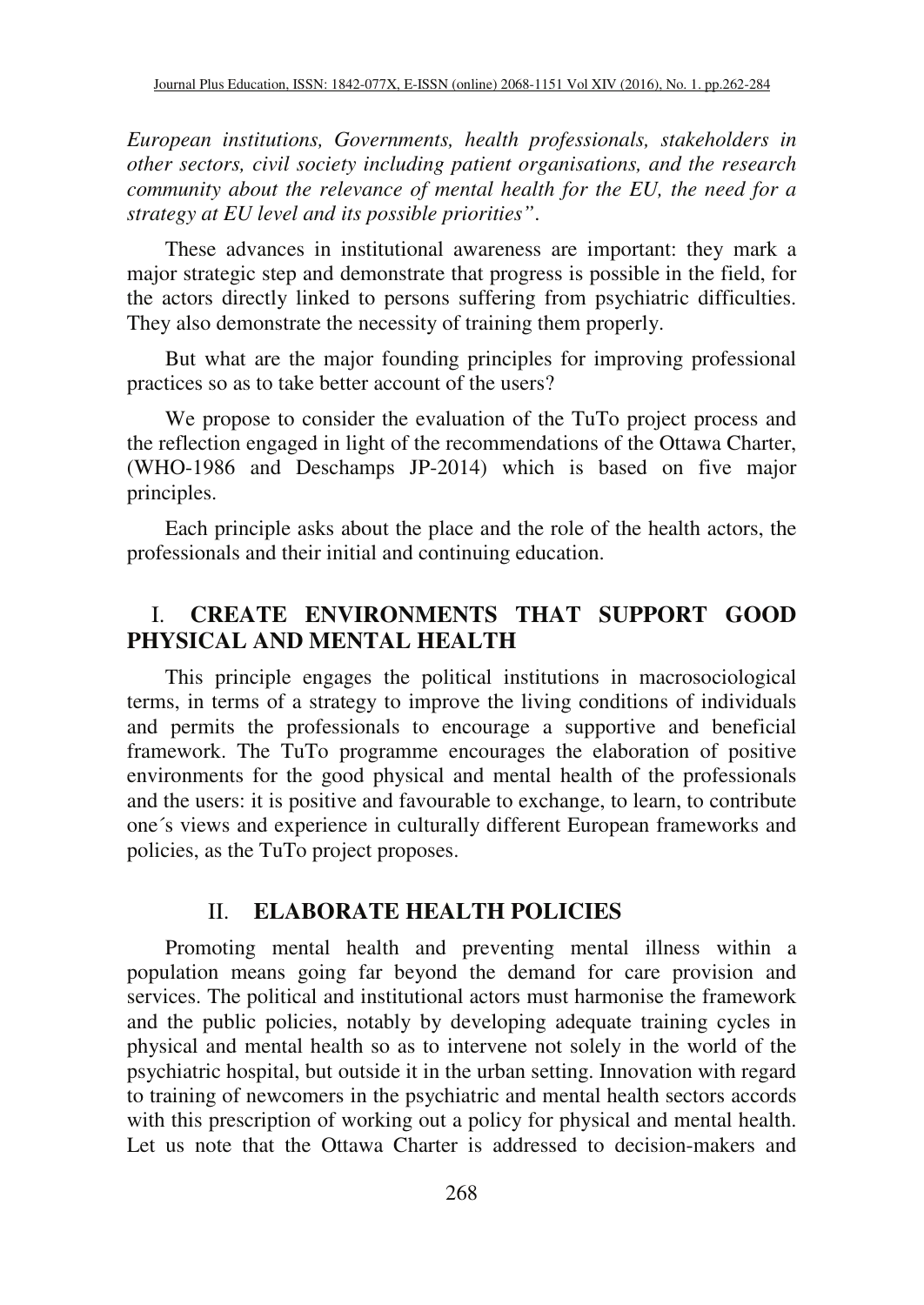*European institutions, Governments, health professionals, stakeholders in other sectors, civil society including patient organisations, and the research community about the relevance of mental health for the EU, the need for a strategy at EU level and its possible priorities"*.

These advances in institutional awareness are important: they mark a major strategic step and demonstrate that progress is possible in the field, for the actors directly linked to persons suffering from psychiatric difficulties. They also demonstrate the necessity of training them properly.

But what are the major founding principles for improving professional practices so as to take better account of the users?

We propose to consider the evaluation of the TuTo project process and the reflection engaged in light of the recommendations of the Ottawa Charter, (WHO-1986 and Deschamps JP-2014) which is based on five major principles.

Each principle asks about the place and the role of the health actors, the professionals and their initial and continuing education.

## I. CREATE ENVIRONMENTS THAT SUPPORT GOOD PHYSICAL AND MENTAL HEALTH

This principle engages the political institutions in macrosociological terms, in terms of a strategy to improve the living conditions of individuals and permits the professionals to encourage a supportive and beneficial framework. The TuTo programme encourages the elaboration of positive environments for the good physical and mental health of the professionals and the users: it is positive and favourable to exchange, to learn, to contribute one´s views and experience in culturally different European frameworks and policies, as the TuTo project proposes.

## II. ELABORATE HEALTH POLICIES

Promoting mental health and preventing mental illness within a population means going far beyond the demand for care provision and services. The political and institutional actors must harmonise the framework and the public policies, notably by developing adequate training cycles in physical and mental health so as to intervene not solely in the world of the psychiatric hospital, but outside it in the urban setting. Innovation with regard to training of newcomers in the psychiatric and mental health sectors accords with this prescription of working out a policy for physical and mental health. Let us note that the Ottawa Charter is addressed to decision-makers and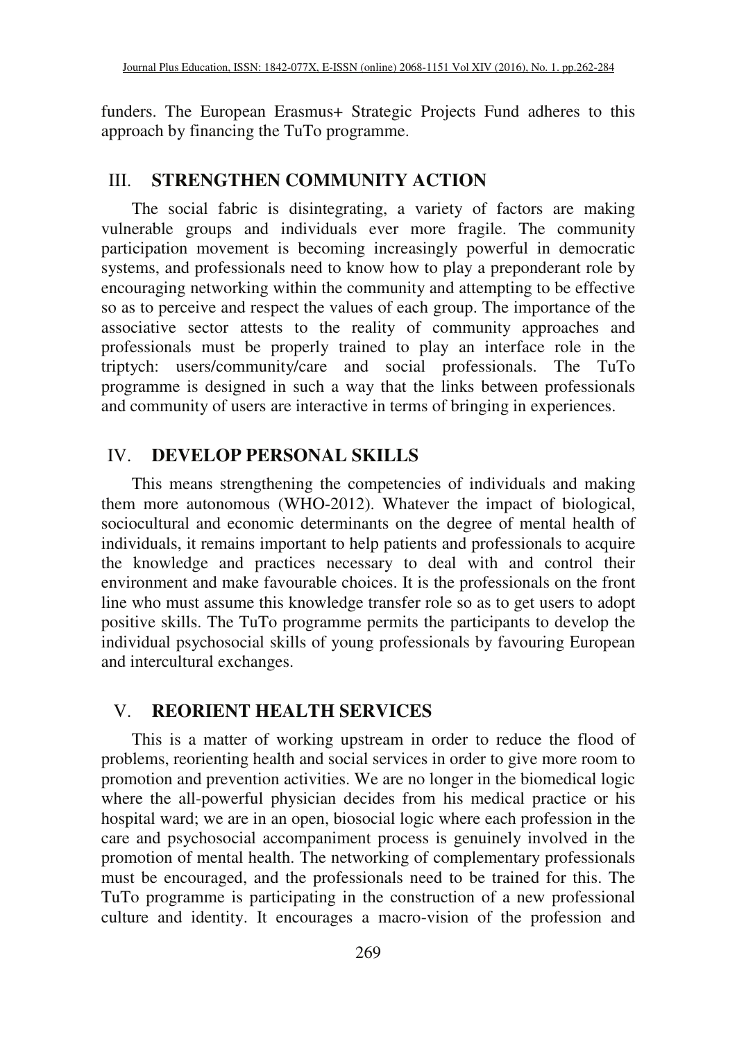funders. The European Erasmus+ Strategic Projects Fund adheres to this approach by financing the TuTo programme.

## III. STRENGTHEN COMMUNITY ACTION

The social fabric is disintegrating, a variety of factors are making vulnerable groups and individuals ever more fragile. The community participation movement is becoming increasingly powerful in democratic systems, and professionals need to know how to play a preponderant role by encouraging networking within the community and attempting to be effective so as to perceive and respect the values of each group. The importance of the associative sector attests to the reality of community approaches and professionals must be properly trained to play an interface role in the triptych: users/community/care and social professionals. The TuTo programme is designed in such a way that the links between professionals and community of users are interactive in terms of bringing in experiences.

## IV. DEVELOP PERSONAL SKILLS

This means strengthening the competencies of individuals and making them more autonomous (WHO-2012). Whatever the impact of biological, sociocultural and economic determinants on the degree of mental health of individuals, it remains important to help patients and professionals to acquire the knowledge and practices necessary to deal with and control their environment and make favourable choices. It is the professionals on the front line who must assume this knowledge transfer role so as to get users to adopt positive skills. The TuTo programme permits the participants to develop the individual psychosocial skills of young professionals by favouring European and intercultural exchanges.

## V. REORIENT HEALTH SERVICES

This is a matter of working upstream in order to reduce the flood of problems, reorienting health and social services in order to give more room to promotion and prevention activities. We are no longer in the biomedical logic where the all-powerful physician decides from his medical practice or his hospital ward; we are in an open, biosocial logic where each profession in the care and psychosocial accompaniment process is genuinely involved in the promotion of mental health. The networking of complementary professionals must be encouraged, and the professionals need to be trained for this. The TuTo programme is participating in the construction of a new professional culture and identity. It encourages a macro-vision of the profession and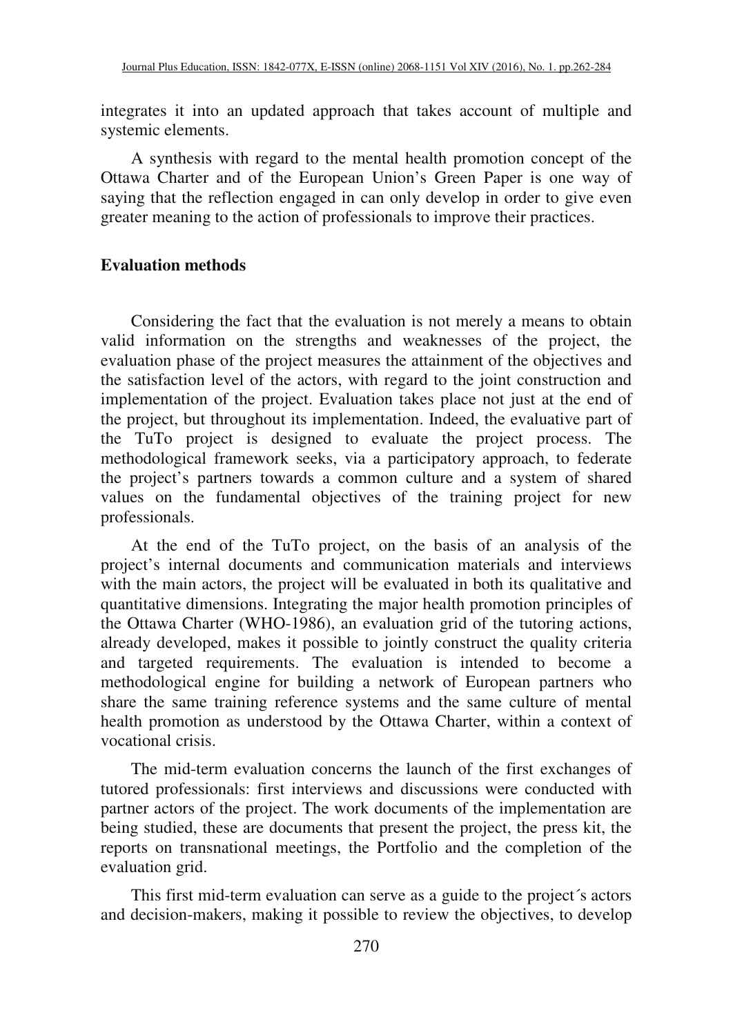integrates it into an updated approach that takes account of multiple and systemic elements.

A synthesis with regard to the mental health promotion concept of the Ottawa Charter and of the European Union's Green Paper is one way of saying that the reflection engaged in can only develop in order to give even greater meaning to the action of professionals to improve their practices.

## Evaluation methods

Considering the fact that the evaluation is not merely a means to obtain valid information on the strengths and weaknesses of the project, the evaluation phase of the project measures the attainment of the objectives and the satisfaction level of the actors, with regard to the joint construction and implementation of the project. Evaluation takes place not just at the end of the project, but throughout its implementation. Indeed, the evaluative part of the TuTo project is designed to evaluate the project process. The methodological framework seeks, via a participatory approach, to federate the project's partners towards a common culture and a system of shared values on the fundamental objectives of the training project for new professionals.

At the end of the TuTo project, on the basis of an analysis of the project's internal documents and communication materials and interviews with the main actors, the project will be evaluated in both its qualitative and quantitative dimensions. Integrating the major health promotion principles of the Ottawa Charter (WHO-1986), an evaluation grid of the tutoring actions, already developed, makes it possible to jointly construct the quality criteria and targeted requirements. The evaluation is intended to become a methodological engine for building a network of European partners who share the same training reference systems and the same culture of mental health promotion as understood by the Ottawa Charter, within a context of vocational crisis.

The mid-term evaluation concerns the launch of the first exchanges of tutored professionals: first interviews and discussions were conducted with partner actors of the project. The work documents of the implementation are being studied, these are documents that present the project, the press kit, the reports on transnational meetings, the Portfolio and the completion of the evaluation grid.

This first mid-term evaluation can serve as a guide to the project´s actors and decision-makers, making it possible to review the objectives, to develop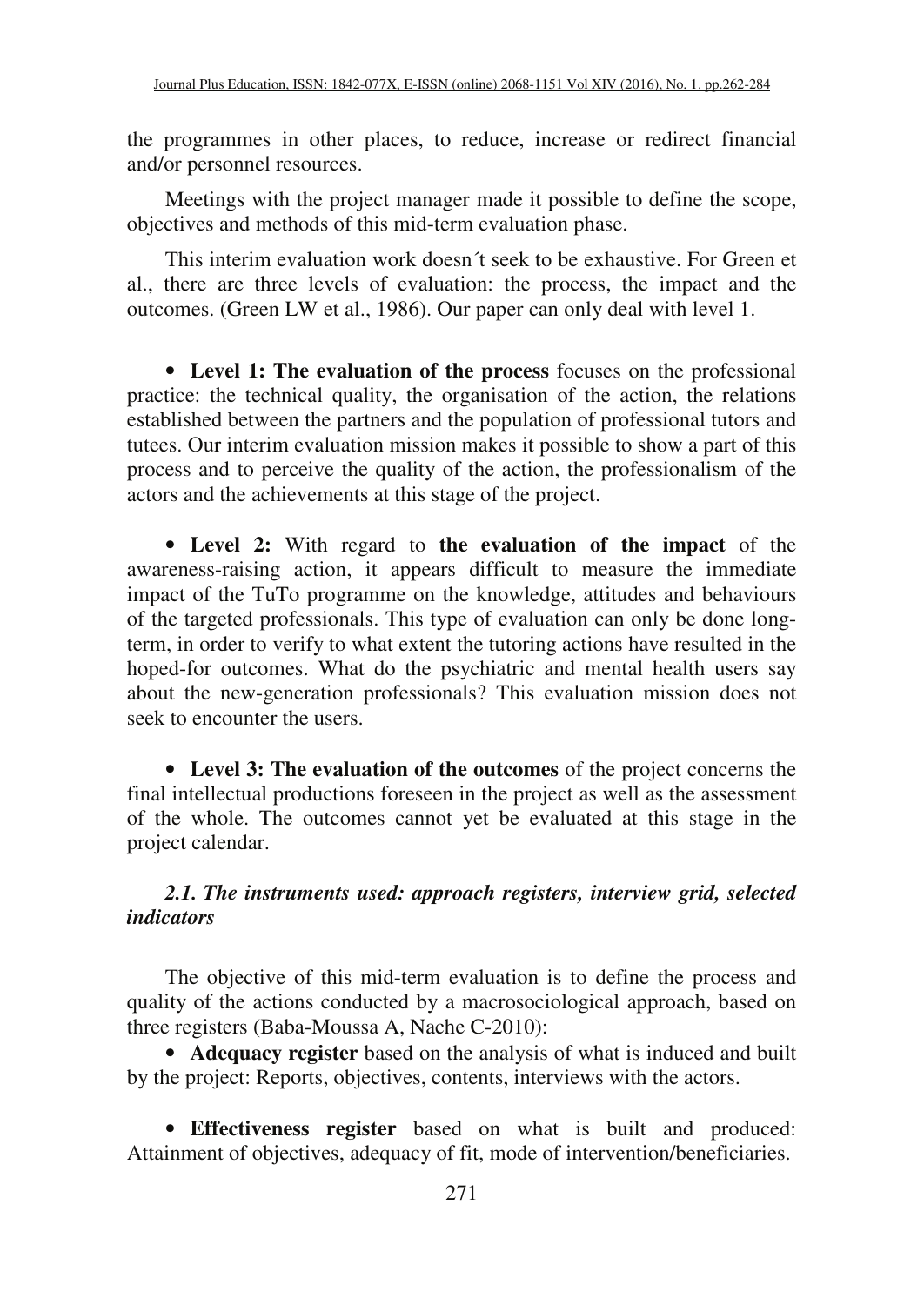the programmes in other places, to reduce, increase or redirect financial and/or personnel resources.

Meetings with the project manager made it possible to define the scope, objectives and methods of this mid-term evaluation phase.

This interim evaluation work doesn´t seek to be exhaustive. For Green et al., there are three levels of evaluation: the process, the impact and the outcomes. (Green LW et al., 1986). Our paper can only deal with level 1.

- **Level 1: The evaluation of the process** focuses on the professional practice: the technical quality, the organisation of the action, the relations established between the partners and the population of professional tutors and tutees. Our interim evaluation mission makes it possible to show a part of this process and to perceive the quality of the action, the professionalism of the actors and the achievements at this stage of the project.

- **Level 2:** With regard to **the evaluation of the impact** of the awareness-raising action, it appears difficult to measure the immediate impact of the TuTo programme on the knowledge, attitudes and behaviours of the targeted professionals. This type of evaluation can only be done long-term, in order to verify to what extent the tutoring actions have resulted in the hoped-for outcomes. What do the psychiatric and mental health users say about the new-generation professionals? This evaluation mission does not seek to encounter the users.

- **Level 3: The evaluation of the outcomes** of the project concerns the final intellectual productions foreseen in the project as well as the assessment of the whole. The outcomes cannot yet be evaluated at this stage in the project calendar.

### *2.1. The instruments used: approach registers, interview grid, selected indicators*

The objective of this mid-term evaluation is to define the process and quality of the actions conducted by a macrosociological approach, based on three registers (Baba-Moussa A, Nache C-2010):

- **Adequacy register** based on the analysis of what is induced and built by the project: Reports, objectives, contents, interviews with the actors.

- **Effectiveness register** based on what is built and produced: Attainment of objectives, adequacy of fit, mode of intervention/beneficiaries.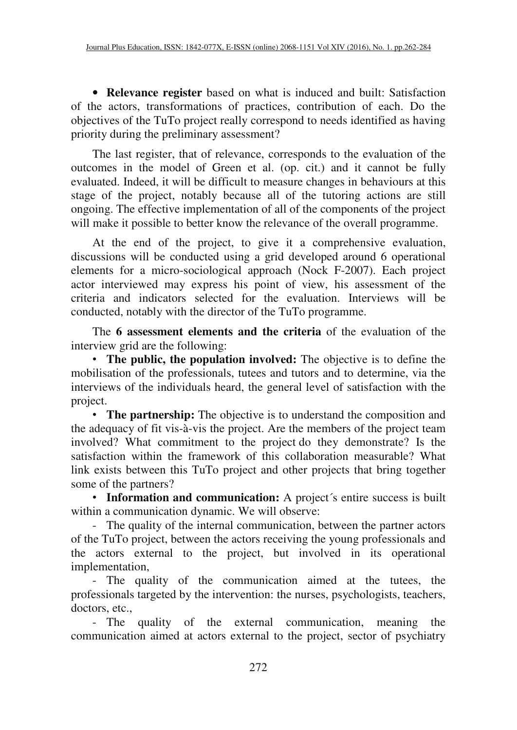- **Relevance register** based on what is induced and built: Satisfaction of the actors, transformations of practices, contribution of each. Do the objectives of the TuTo project really correspond to needs identified as having priority during the preliminary assessment?

The last register, that of relevance, corresponds to the evaluation of the outcomes in the model of Green et al. (op. cit.) and it cannot be fully evaluated. Indeed, it will be difficult to measure changes in behaviours at this stage of the project, notably because all of the tutoring actions are still ongoing. The effective implementation of all of the components of the project will make it possible to better know the relevance of the overall programme.

At the end of the project, to give it a comprehensive evaluation, discussions will be conducted using a grid developed around 6 operational elements for a micro-sociological approach (Nock F-2007). Each project actor interviewed may express his point of view, his assessment of the criteria and indicators selected for the evaluation. Interviews will be conducted, notably with the director of the TuTo programme.

The **6 assessment elements and the criteria** of the evaluation of the interview grid are the following:

- **The public, the population involved:** The objective is to define the mobilisation of the professionals, tutees and tutors and to determine, via the interviews of the individuals heard, the general level of satisfaction with the project.
- **The partnership:** The objective is to understand the composition and the adequacy of fit vis-à-vis the project. Are the members of the project team involved? What commitment to the project do they demonstrate? Is the satisfaction within the framework of this collaboration measurable? What link exists between this TuTo project and other projects that bring together some of the partners?
- **Information and communication:** A project´s entire success is built within a communication dynamic. We will observe:
  - The quality of the internal communication, between the partner actors of the TuTo project, between the actors receiving the young professionals and the actors external to the project, but involved in its operational implementation,
  - The quality of the communication aimed at the tutees, the professionals targeted by the intervention: the nurses, psychologists, teachers, doctors, etc.,
  - The quality of the external communication, meaning the communication aimed at actors external to the project, sector of psychiatry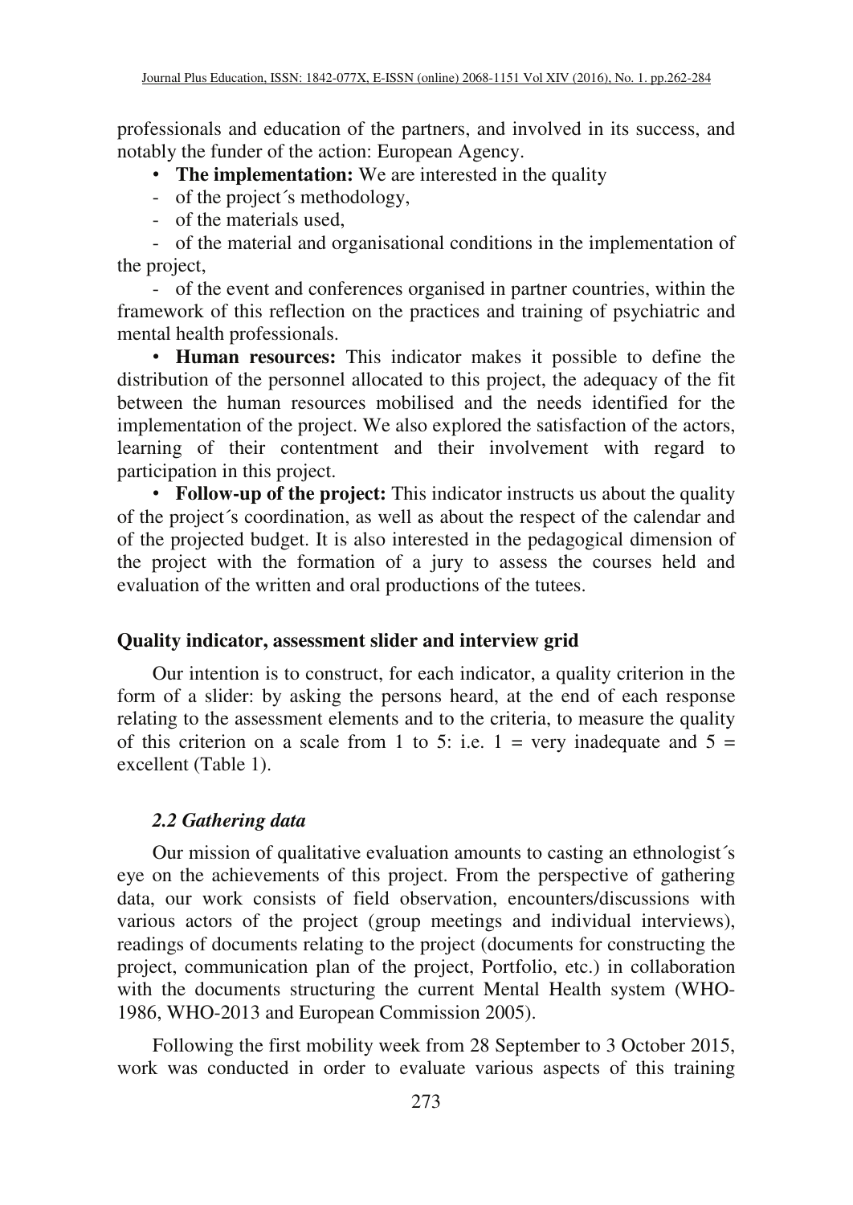professionals and education of the partners, and involved in its success, and notably the funder of the action: European Agency.

- **The implementation:** We are interested in the quality
  - of the project´s methodology,
  - of the materials used,
  - of the material and organisational conditions in the implementation of the project,
  - of the event and conferences organised in partner countries, within the framework of this reflection on the practices and training of psychiatric and mental health professionals.
- **Human resources:** This indicator makes it possible to define the distribution of the personnel allocated to this project, the adequacy of the fit between the human resources mobilised and the needs identified for the implementation of the project. We also explored the satisfaction of the actors, learning of their contentment and their involvement with regard to participation in this project.
- **Follow-up of the project:** This indicator instructs us about the quality of the project´s coordination, as well as about the respect of the calendar and of the projected budget. It is also interested in the pedagogical dimension of the project with the formation of a jury to assess the courses held and evaluation of the written and oral productions of the tutees.

**Quality indicator, assessment slider and interview grid**

Our intention is to construct, for each indicator, a quality criterion in the form of a slider: by asking the persons heard, at the end of each response relating to the assessment elements and to the criteria, to measure the quality of this criterion on a scale from 1 to 5: i.e. 1 = very inadequate and 5 = excellent (Table 1).

### *2.2 Gathering data*

Our mission of qualitative evaluation amounts to casting an ethnologist´s eye on the achievements of this project. From the perspective of gathering data, our work consists of field observation, encounters/discussions with various actors of the project (group meetings and individual interviews), readings of documents relating to the project (documents for constructing the project, communication plan of the project, Portfolio, etc.) in collaboration with the documents structuring the current Mental Health system (WHO-1986, WHO-2013 and European Commission 2005).

Following the first mobility week from 28 September to 3 October 2015, work was conducted in order to evaluate various aspects of this training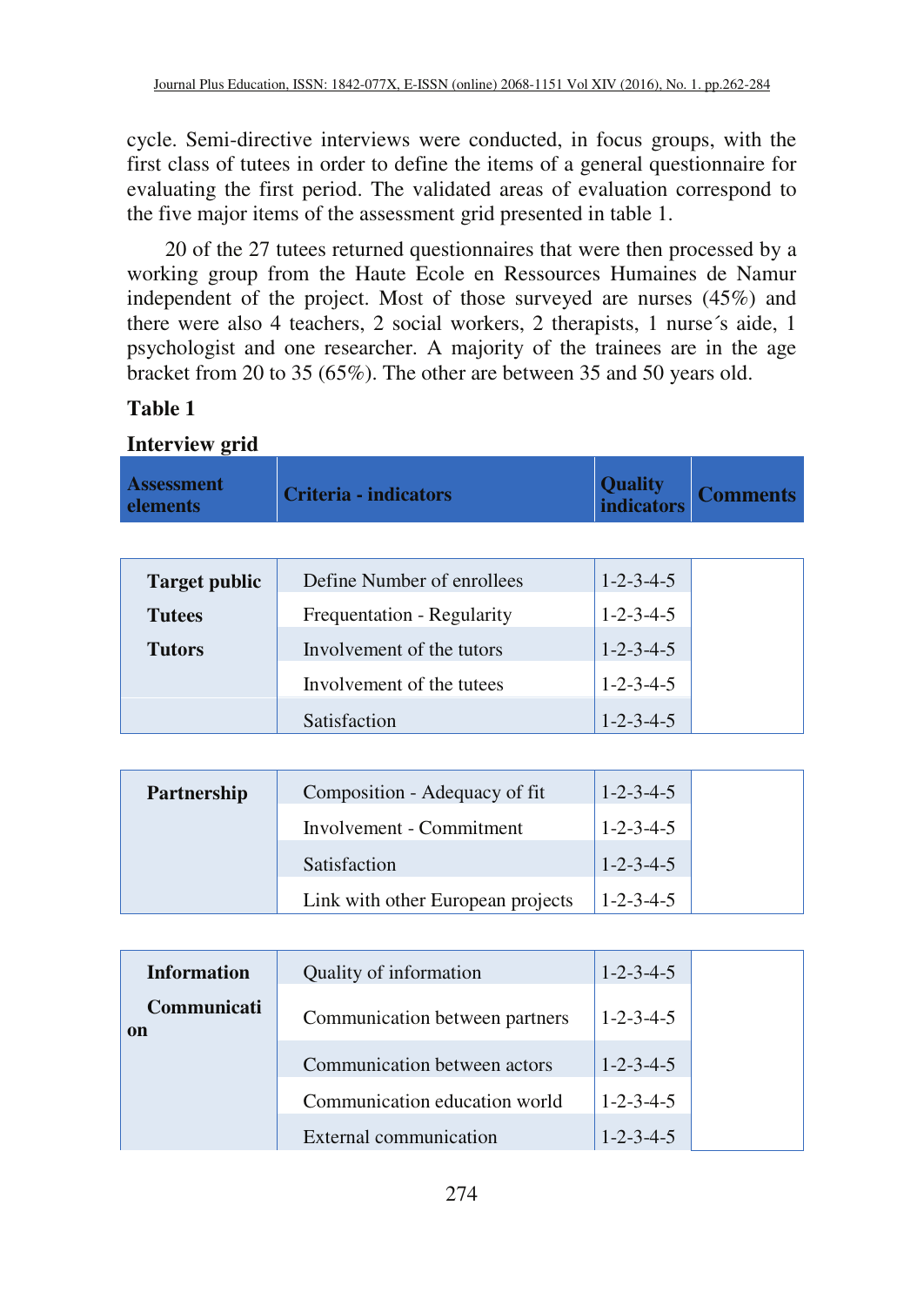cycle. Semi-directive interviews were conducted, in focus groups, with the first class of tutees in order to define the items of a general questionnaire for evaluating the first period. The validated areas of evaluation correspond to the five major items of the assessment grid presented in table 1.

20 of the 27 tutees returned questionnaires that were then processed by a working group from the Haute Ecole en Ressources Humaines de Namur independent of the project. Most of those surveyed are nurses (45%) and there were also 4 teachers, 2 social workers, 2 therapists, 1 nurse´s aide, 1 psychologist and one researcher. A majority of the trainees are in the age bracket from 20 to 35 (65%). The other are between 35 and 50 years old.

**Table 1**

**Interview grid**

| Assessment elements | Criteria - indicators | Quality indicators | Comments |
|---|---|---|---|
| **Target public** | Define Number of enrollees | 1-2-3-4-5 | |
| **Tutees** | Frequentation - Regularity | 1-2-3-4-5 | |
| **Tutors** | Involvement of the tutors | 1-2-3-4-5 | |
| | Involvement of the tutees | 1-2-3-4-5 | |
| | Satisfaction | 1-2-3-4-5 | |
| **Partnership** | Composition - Adequacy of fit | 1-2-3-4-5 | |
| | Involvement - Commitment | 1-2-3-4-5 | |
| | Satisfaction | 1-2-3-4-5 | |
| | Link with other European projects | 1-2-3-4-5 | |
| **Information** | Quality of information | 1-2-3-4-5 | |
| **Communication** | Communication between partners | 1-2-3-4-5 | |
| | Communication between actors | 1-2-3-4-5 | |
| | Communication education world | 1-2-3-4-5 | |
| | External communication | 1-2-3-4-5 | |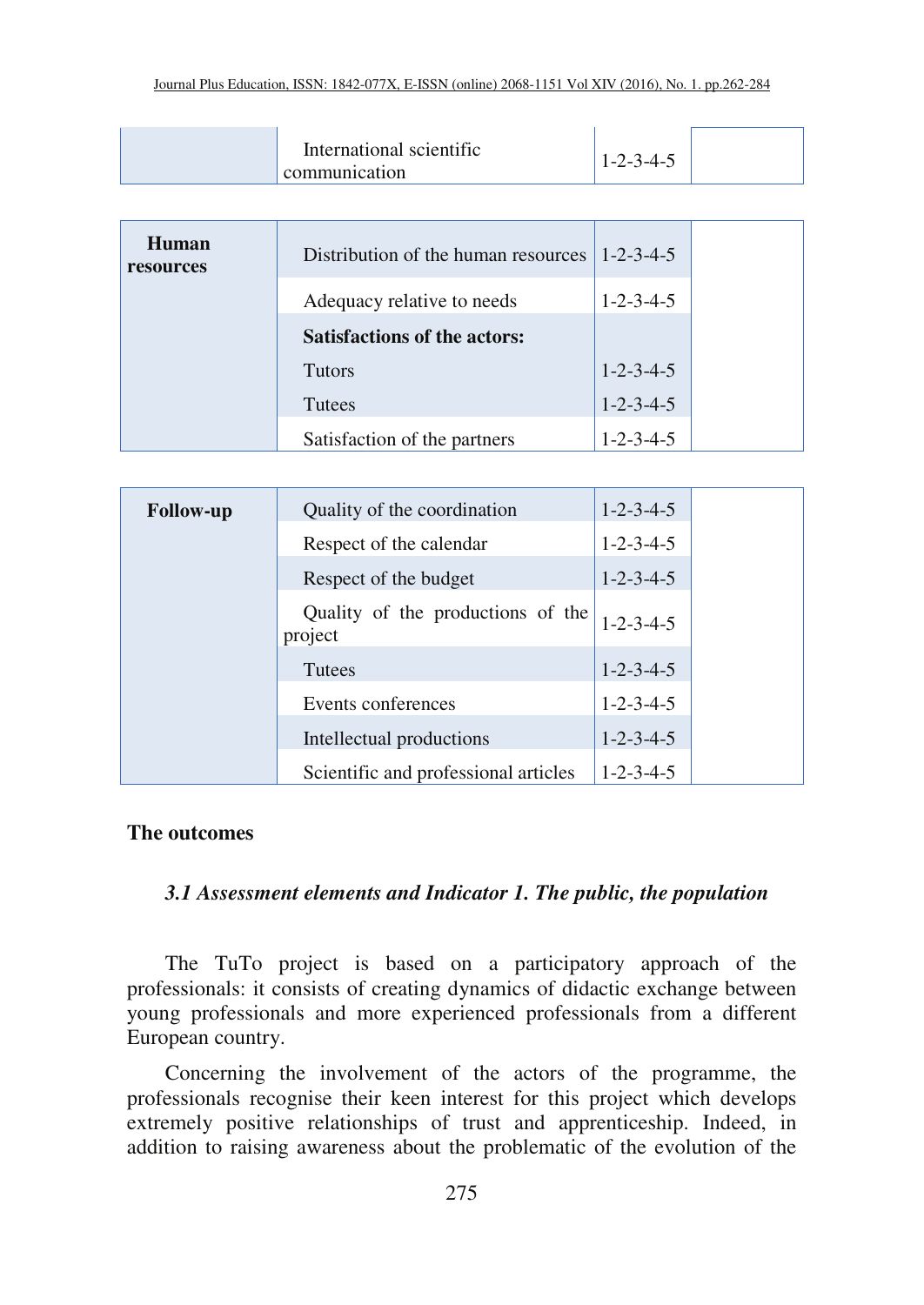| | International scientific communication | 1-2-3-4-5 | |
|---|---|---|---|

| **Human resources** | Distribution of the human resources | 1-2-3-4-5 | |
|---|---|---|---|
| | Adequacy relative to needs | 1-2-3-4-5 | |
| | **Satisfactions of the actors:** | | |
| | Tutors | 1-2-3-4-5 | |
| | Tutees | 1-2-3-4-5 | |
| | Satisfaction of the partners | 1-2-3-4-5 | |

| **Follow-up** | Quality of the coordination | 1-2-3-4-5 | |
|---|---|---|---|
| | Respect of the calendar | 1-2-3-4-5 | |
| | Respect of the budget | 1-2-3-4-5 | |
| | Quality of the productions of the project | 1-2-3-4-5 | |
| | Tutees | 1-2-3-4-5 | |
| | Events conferences | 1-2-3-4-5 | |
| | Intellectual productions | 1-2-3-4-5 | |
| | Scientific and professional articles | 1-2-3-4-5 | |

## The outcomes

### *3.1 Assessment elements and Indicator 1. The public, the population*

The TuTo project is based on a participatory approach of the professionals: it consists of creating dynamics of didactic exchange between young professionals and more experienced professionals from a different European country.

Concerning the involvement of the actors of the programme, the professionals recognise their keen interest for this project which develops extremely positive relationships of trust and apprenticeship. Indeed, in addition to raising awareness about the problematic of the evolution of the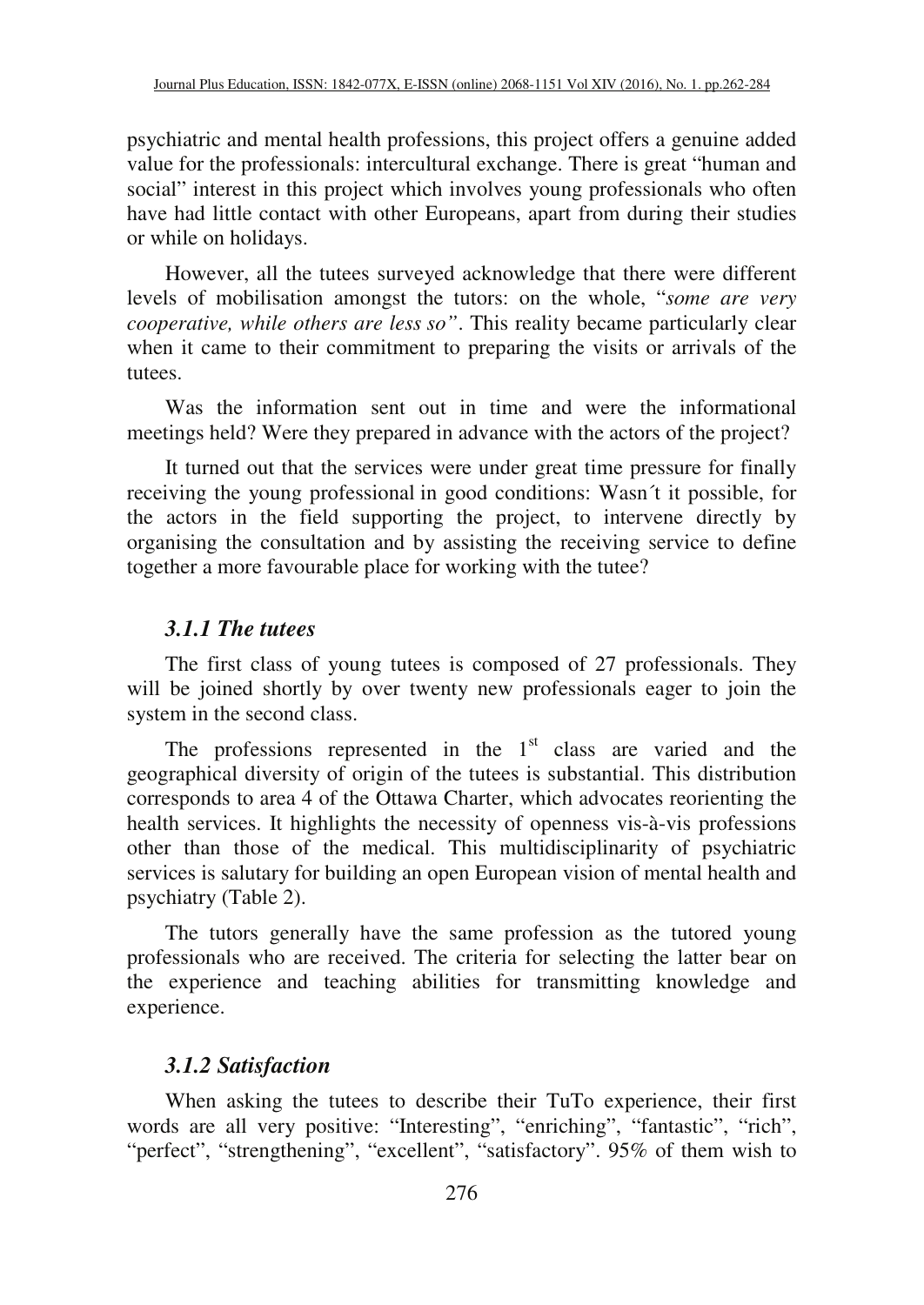psychiatric and mental health professions, this project offers a genuine added value for the professionals: intercultural exchange. There is great "human and social" interest in this project which involves young professionals who often have had little contact with other Europeans, apart from during their studies or while on holidays.

However, all the tutees surveyed acknowledge that there were different levels of mobilisation amongst the tutors: on the whole, "*some are very cooperative, while others are less so*". This reality became particularly clear when it came to their commitment to preparing the visits or arrivals of the tutees.

Was the information sent out in time and were the informational meetings held? Were they prepared in advance with the actors of the project?

It turned out that the services were under great time pressure for finally receiving the young professional in good conditions: Wasn´t it possible, for the actors in the field supporting the project, to intervene directly by organising the consultation and by assisting the receiving service to define together a more favourable place for working with the tutee?

### *3.1.1 The tutees*

The first class of young tutees is composed of 27 professionals. They will be joined shortly by over twenty new professionals eager to join the system in the second class.

The professions represented in the 1st class are varied and the geographical diversity of origin of the tutees is substantial. This distribution corresponds to area 4 of the Ottawa Charter, which advocates reorienting the health services. It highlights the necessity of openness vis-à-vis professions other than those of the medical. This multidisciplinarity of psychiatric services is salutary for building an open European vision of mental health and psychiatry (Table 2).

The tutors generally have the same profession as the tutored young professionals who are received. The criteria for selecting the latter bear on the experience and teaching abilities for transmitting knowledge and experience.

### *3.1.2 Satisfaction*

When asking the tutees to describe their TuTo experience, their first words are all very positive: "Interesting", "enriching", "fantastic", "rich", "perfect", "strengthening", "excellent", "satisfactory". 95% of them wish to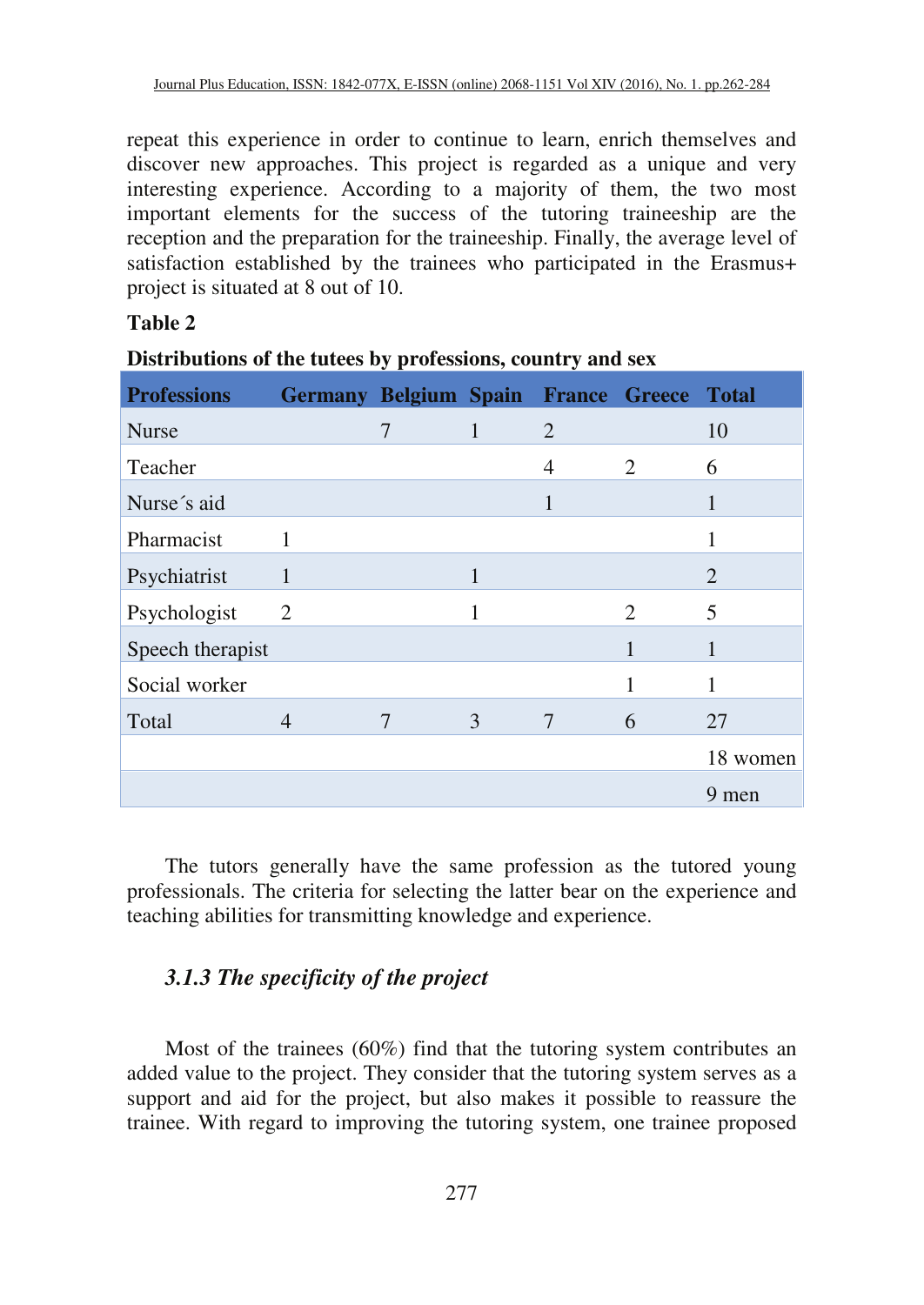repeat this experience in order to continue to learn, enrich themselves and discover new approaches. This project is regarded as a unique and very interesting experience. According to a majority of them, the two most important elements for the success of the tutoring traineeship are the reception and the preparation for the traineeship. Finally, the average level of satisfaction established by the trainees who participated in the Erasmus+ project is situated at 8 out of 10.

**Table 2**

**Distributions of the tutees by professions, country and sex**

| Professions | Germany | Belgium | Spain | France | Greece | Total |
|---|---|---|---|---|---|---|
| Nurse | | 7 | 1 | 2 | | 10 |
| Teacher | | | | 4 | 2 | 6 |
| Nurse´s aid | | | | 1 | | 1 |
| Pharmacist | 1 | | | | | 1 |
| Psychiatrist | 1 | | 1 | | | 2 |
| Psychologist | 2 | | 1 | | 2 | 5 |
| Speech therapist | | | | | 1 | 1 |
| Social worker | | | | | 1 | 1 |
| Total | 4 | 7 | 3 | 7 | 6 | 27 |
| | | | | | | 18 women |
| | | | | | | 9 men |

The tutors generally have the same profession as the tutored young professionals. The criteria for selecting the latter bear on the experience and teaching abilities for transmitting knowledge and experience.

### *3.1.3 The specificity of the project*

Most of the trainees (60%) find that the tutoring system contributes an added value to the project. They consider that the tutoring system serves as a support and aid for the project, but also makes it possible to reassure the trainee. With regard to improving the tutoring system, one trainee proposed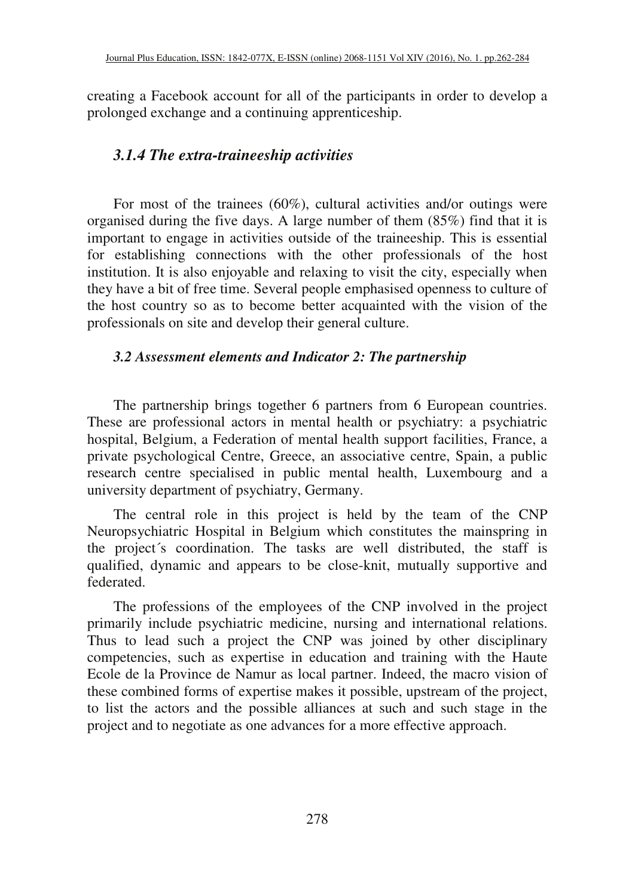creating a Facebook account for all of the participants in order to develop a prolonged exchange and a continuing apprenticeship.

### *3.1.4 The extra-traineeship activities*

For most of the trainees (60%), cultural activities and/or outings were organised during the five days. A large number of them (85%) find that it is important to engage in activities outside of the traineeship. This is essential for establishing connections with the other professionals of the host institution. It is also enjoyable and relaxing to visit the city, especially when they have a bit of free time. Several people emphasised openness to culture of the host country so as to become better acquainted with the vision of the professionals on site and develop their general culture.

### *3.2 Assessment elements and Indicator 2: The partnership*

The partnership brings together 6 partners from 6 European countries. These are professional actors in mental health or psychiatry: a psychiatric hospital, Belgium, a Federation of mental health support facilities, France, a private psychological Centre, Greece, an associative centre, Spain, a public research centre specialised in public mental health, Luxembourg and a university department of psychiatry, Germany.

The central role in this project is held by the team of the CNP Neuropsychiatric Hospital in Belgium which constitutes the mainspring in the project´s coordination. The tasks are well distributed, the staff is qualified, dynamic and appears to be close-knit, mutually supportive and federated.

The professions of the employees of the CNP involved in the project primarily include psychiatric medicine, nursing and international relations. Thus to lead such a project the CNP was joined by other disciplinary competencies, such as expertise in education and training with the Haute Ecole de la Province de Namur as local partner. Indeed, the macro vision of these combined forms of expertise makes it possible, upstream of the project, to list the actors and the possible alliances at such and such stage in the project and to negotiate as one advances for a more effective approach.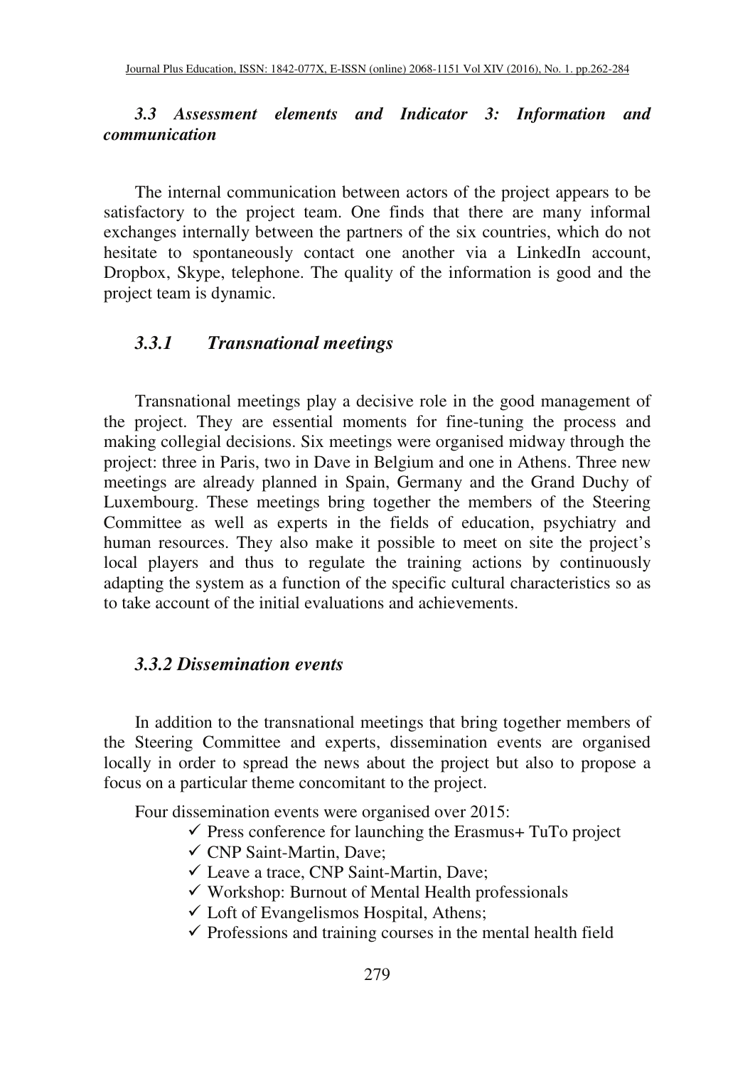### *3.3 Assessment elements and Indicator 3: Information and communication*

The internal communication between actors of the project appears to be satisfactory to the project team. One finds that there are many informal exchanges internally between the partners of the six countries, which do not hesitate to spontaneously contact one another via a LinkedIn account, Dropbox, Skype, telephone. The quality of the information is good and the project team is dynamic.

#### *3.3.1 Transnational meetings*

Transnational meetings play a decisive role in the good management of the project. They are essential moments for fine-tuning the process and making collegial decisions. Six meetings were organised midway through the project: three in Paris, two in Dave in Belgium and one in Athens. Three new meetings are already planned in Spain, Germany and the Grand Duchy of Luxembourg. These meetings bring together the members of the Steering Committee as well as experts in the fields of education, psychiatry and human resources. They also make it possible to meet on site the project's local players and thus to regulate the training actions by continuously adapting the system as a function of the specific cultural characteristics so as to take account of the initial evaluations and achievements.

#### *3.3.2 Dissemination events*

In addition to the transnational meetings that bring together members of the Steering Committee and experts, dissemination events are organised locally in order to spread the news about the project but also to propose a focus on a particular theme concomitant to the project.

Four dissemination events were organised over 2015:

- ✓ Press conference for launching the Erasmus+ TuTo project
- ✓ CNP Saint-Martin, Dave;
- ✓ Leave a trace, CNP Saint-Martin, Dave;
- ✓ Workshop: Burnout of Mental Health professionals
- ✓ Loft of Evangelismos Hospital, Athens;
- ✓ Professions and training courses in the mental health field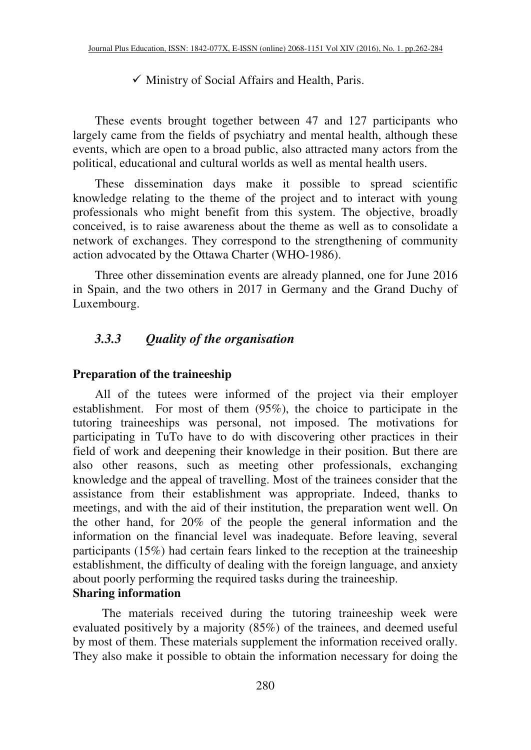- ✓ Ministry of Social Affairs and Health, Paris.

These events brought together between 47 and 127 participants who largely came from the fields of psychiatry and mental health, although these events, which are open to a broad public, also attracted many actors from the political, educational and cultural worlds as well as mental health users.

These dissemination days make it possible to spread scientific knowledge relating to the theme of the project and to interact with young professionals who might benefit from this system. The objective, broadly conceived, is to raise awareness about the theme as well as to consolidate a network of exchanges. They correspond to the strengthening of community action advocated by the Ottawa Charter (WHO-1986).

Three other dissemination events are already planned, one for June 2016 in Spain, and the two others in 2017 in Germany and the Grand Duchy of Luxembourg.

### *3.3.3 Quality of the organisation*

**Preparation of the traineeship**

All of the tutees were informed of the project via their employer establishment. For most of them (95%), the choice to participate in the tutoring traineeships was personal, not imposed. The motivations for participating in TuTo have to do with discovering other practices in their field of work and deepening their knowledge in their position. But there are also other reasons, such as meeting other professionals, exchanging knowledge and the appeal of travelling. Most of the trainees consider that the assistance from their establishment was appropriate. Indeed, thanks to meetings, and with the aid of their institution, the preparation went well. On the other hand, for 20% of the people the general information and the information on the financial level was inadequate. Before leaving, several participants (15%) had certain fears linked to the reception at the traineeship establishment, the difficulty of dealing with the foreign language, and anxiety about poorly performing the required tasks during the traineeship.

**Sharing information**

The materials received during the tutoring traineeship week were evaluated positively by a majority (85%) of the trainees, and deemed useful by most of them. These materials supplement the information received orally. They also make it possible to obtain the information necessary for doing the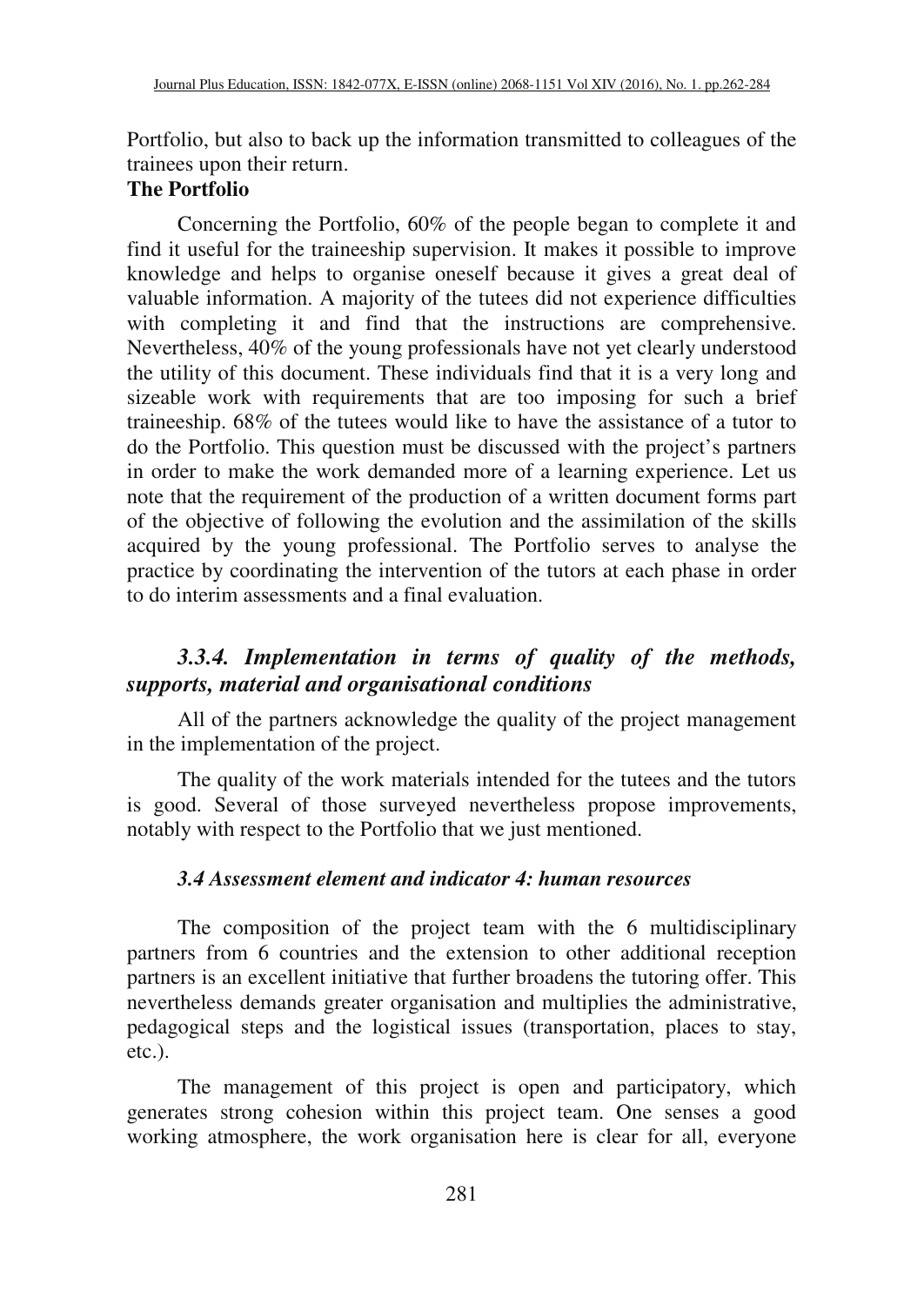Portfolio, but also to back up the information transmitted to colleagues of the trainees upon their return.

**The Portfolio**

Concerning the Portfolio, 60% of the people began to complete it and find it useful for the traineeship supervision. It makes it possible to improve knowledge and helps to organise oneself because it gives a great deal of valuable information. A majority of the tutees did not experience difficulties with completing it and find that the instructions are comprehensive. Nevertheless, 40% of the young professionals have not yet clearly understood the utility of this document. These individuals find that it is a very long and sizeable work with requirements that are too imposing for such a brief traineeship. 68% of the tutees would like to have the assistance of a tutor to do the Portfolio. This question must be discussed with the project's partners in order to make the work demanded more of a learning experience. Let us note that the requirement of the production of a written document forms part of the objective of following the evolution and the assimilation of the skills acquired by the young professional. The Portfolio serves to analyse the practice by coordinating the intervention of the tutors at each phase in order to do interim assessments and a final evaluation.

### *3.3.4. Implementation in terms of quality of the methods, supports, material and organisational conditions*

All of the partners acknowledge the quality of the project management in the implementation of the project.

The quality of the work materials intended for the tutees and the tutors is good. Several of those surveyed nevertheless propose improvements, notably with respect to the Portfolio that we just mentioned.

### *3.4 Assessment element and indicator 4: human resources*

The composition of the project team with the 6 multidisciplinary partners from 6 countries and the extension to other additional reception partners is an excellent initiative that further broadens the tutoring offer. This nevertheless demands greater organisation and multiplies the administrative, pedagogical steps and the logistical issues (transportation, places to stay, etc.).

The management of this project is open and participatory, which generates strong cohesion within this project team. One senses a good working atmosphere, the work organisation here is clear for all, everyone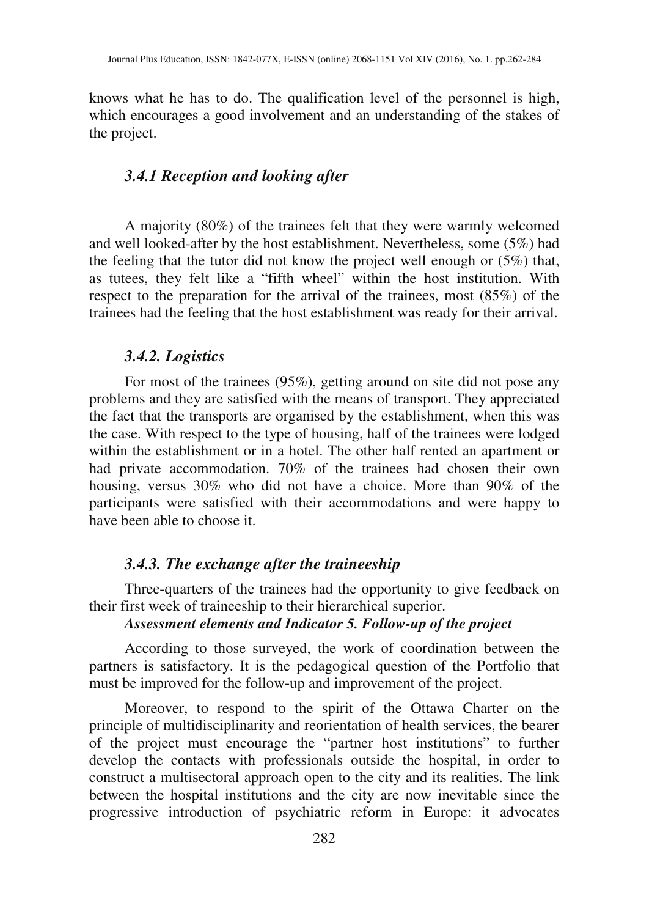knows what he has to do. The qualification level of the personnel is high, which encourages a good involvement and an understanding of the stakes of the project.

### *3.4.1 Reception and looking after*

A majority (80%) of the trainees felt that they were warmly welcomed and well looked-after by the host establishment. Nevertheless, some (5%) had the feeling that the tutor did not know the project well enough or (5%) that, as tutees, they felt like a "fifth wheel" within the host institution. With respect to the preparation for the arrival of the trainees, most (85%) of the trainees had the feeling that the host establishment was ready for their arrival.

### *3.4.2. Logistics*

For most of the trainees (95%), getting around on site did not pose any problems and they are satisfied with the means of transport. They appreciated the fact that the transports are organised by the establishment, when this was the case. With respect to the type of housing, half of the trainees were lodged within the establishment or in a hotel. The other half rented an apartment or had private accommodation. 70% of the trainees had chosen their own housing, versus 30% who did not have a choice. More than 90% of the participants were satisfied with their accommodations and were happy to have been able to choose it.

### *3.4.3. The exchange after the traineeship*

Three-quarters of the trainees had the opportunity to give feedback on their first week of traineeship to their hierarchical superior.

***Assessment elements and Indicator 5. Follow-up of the project***

According to those surveyed, the work of coordination between the partners is satisfactory. It is the pedagogical question of the Portfolio that must be improved for the follow-up and improvement of the project.

Moreover, to respond to the spirit of the Ottawa Charter on the principle of multidisciplinarity and reorientation of health services, the bearer of the project must encourage the "partner host institutions" to further develop the contacts with professionals outside the hospital, in order to construct a multisectoral approach open to the city and its realities. The link between the hospital institutions and the city are now inevitable since the progressive introduction of psychiatric reform in Europe: it advocates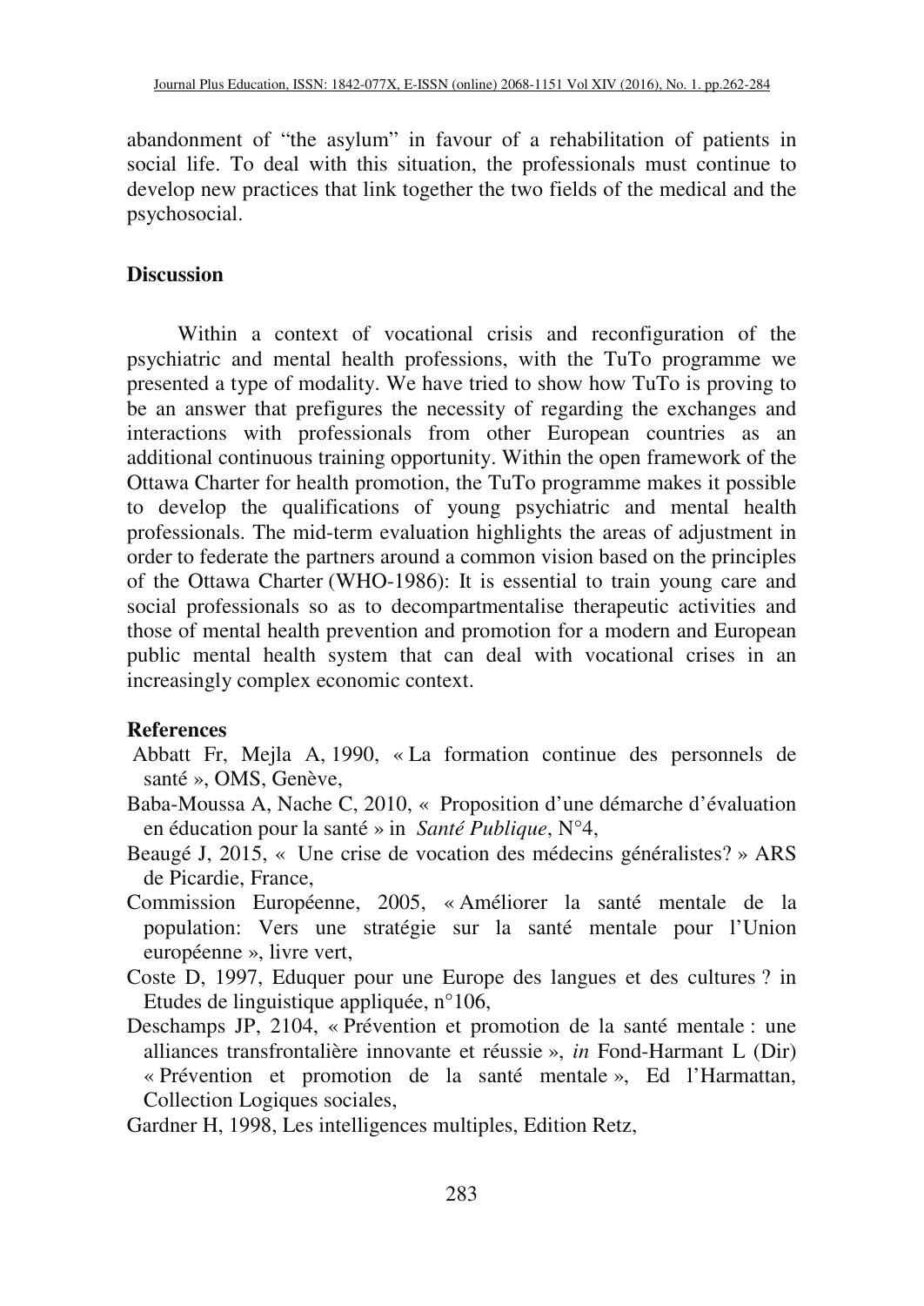abandonment of "the asylum" in favour of a rehabilitation of patients in social life. To deal with this situation, the professionals must continue to develop new practices that link together the two fields of the medical and the psychosocial.

## Discussion

Within a context of vocational crisis and reconfiguration of the psychiatric and mental health professions, with the TuTo programme we presented a type of modality. We have tried to show how TuTo is proving to be an answer that prefigures the necessity of regarding the exchanges and interactions with professionals from other European countries as an additional continuous training opportunity. Within the open framework of the Ottawa Charter for health promotion, the TuTo programme makes it possible to develop the qualifications of young psychiatric and mental health professionals. The mid-term evaluation highlights the areas of adjustment in order to federate the partners around a common vision based on the principles of the Ottawa Charter (WHO-1986): It is essential to train young care and social professionals so as to decompartmentalise therapeutic activities and those of mental health prevention and promotion for a modern and European public mental health system that can deal with vocational crises in an increasingly complex economic context.

## References

Abbatt Fr, Mejla A, 1990, « La formation continue des personnels de santé », OMS, Genève,

Baba-Moussa A, Nache C, 2010, « Proposition d'une démarche d'évaluation en éducation pour la santé » in *Santé Publique*, N°4,

Beaugé J, 2015, « Une crise de vocation des médecins généralistes? » ARS de Picardie, France,

Commission Européenne, 2005, « Améliorer la santé mentale de la population: Vers une stratégie sur la santé mentale pour l'Union européenne », livre vert,

Coste D, 1997, Eduquer pour une Europe des langues et des cultures ? in Etudes de linguistique appliquée, n°106,

Deschamps JP, 2104, « Prévention et promotion de la santé mentale : une alliances transfrontalière innovante et réussie », *in* Fond-Harmant L (Dir) « Prévention et promotion de la santé mentale », Ed l'Harmattan, Collection Logiques sociales,

Gardner H, 1998, Les intelligences multiples, Edition Retz,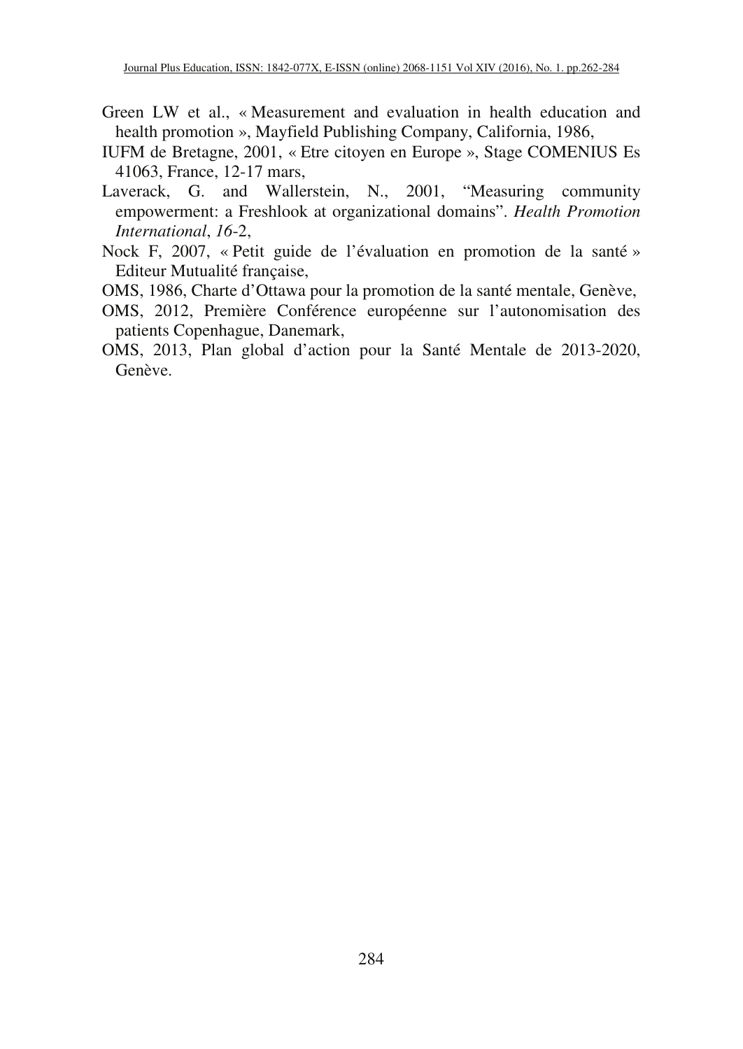Green LW et al., « Measurement and evaluation in health education and health promotion », Mayfield Publishing Company, California, 1986,

IUFM de Bretagne, 2001, « Etre citoyen en Europe », Stage COMENIUS Es 41063, France, 12-17 mars,

Laverack, G. and Wallerstein, N., 2001, "Measuring community empowerment: a Freshlook at organizational domains". *Health Promotion International*, *16*-2,

Nock F, 2007, « Petit guide de l'évaluation en promotion de la santé » Editeur Mutualité française,

OMS, 1986, Charte d'Ottawa pour la promotion de la santé mentale, Genève,

OMS, 2012, Première Conférence européenne sur l'autonomisation des patients Copenhague, Danemark,

OMS, 2013, Plan global d'action pour la Santé Mentale de 2013-2020, Genève.